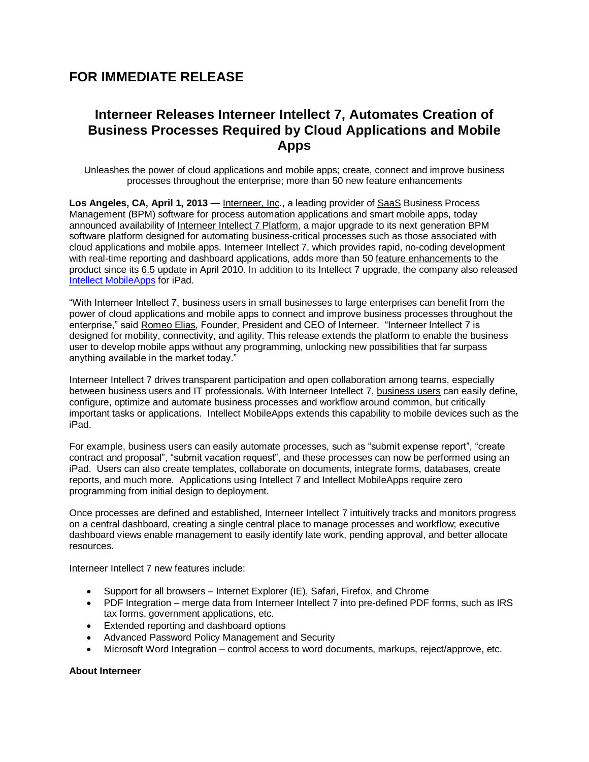## FOR IMMEDIATE RELEASE

# Interneer Releases Interneer Intellect 7, Automates Creation of Business Processes Required by Cloud Applications and Mobile Apps

Unleashes the power of cloud applications and mobile apps; create, connect and improve business processes throughout the enterprise; more than 50 new feature enhancements

**Los Angeles, CA, April 1, 2013 —** Interneer, Inc., a leading provider of SaaS Business Process Management (BPM) software for process automation applications and smart mobile apps, today announced availability of Interneer Intellect 7 Platform, a major upgrade to its next generation BPM software platform designed for automating business-critical processes such as those associated with cloud applications and mobile apps. Interneer Intellect 7, which provides rapid, no-coding development with real-time reporting and dashboard applications, adds more than 50 feature enhancements to the product since its 6.5 update in April 2010. In addition to its Intellect 7 upgrade, the company also released Intellect MobileApps for iPad.

"With Interneer Intellect 7, business users in small businesses to large enterprises can benefit from the power of cloud applications and mobile apps to connect and improve business processes throughout the enterprise," said Romeo Elias, Founder, President and CEO of Interneer. "Interneer Intellect 7 is designed for mobility, connectivity, and agility. This release extends the platform to enable the business user to develop mobile apps without any programming, unlocking new possibilities that far surpass anything available in the market today."

Interneer Intellect 7 drives transparent participation and open collaboration among teams, especially between business users and IT professionals. With Interneer Intellect 7, business users can easily define, configure, optimize and automate business processes and workflow around common, but critically important tasks or applications. Intellect MobileApps extends this capability to mobile devices such as the iPad.

For example, business users can easily automate processes, such as "submit expense report", "create contract and proposal", "submit vacation request", and these processes can now be performed using an iPad. Users can also create templates, collaborate on documents, integrate forms, databases, create reports, and much more. Applications using Intellect 7 and Intellect MobileApps require zero programming from initial design to deployment.

Once processes are defined and established, Interneer Intellect 7 intuitively tracks and monitors progress on a central dashboard, creating a single central place to manage processes and workflow; executive dashboard views enable management to easily identify late work, pending approval, and better allocate resources.

Interneer Intellect 7 new features include:

- Support for all browsers – Internet Explorer (IE), Safari, Firefox, and Chrome
- PDF Integration – merge data from Interneer Intellect 7 into pre-defined PDF forms, such as IRS tax forms, government applications, etc.
- Extended reporting and dashboard options
- Advanced Password Policy Management and Security
- Microsoft Word Integration – control access to word documents, markups, reject/approve, etc.

**About Interneer**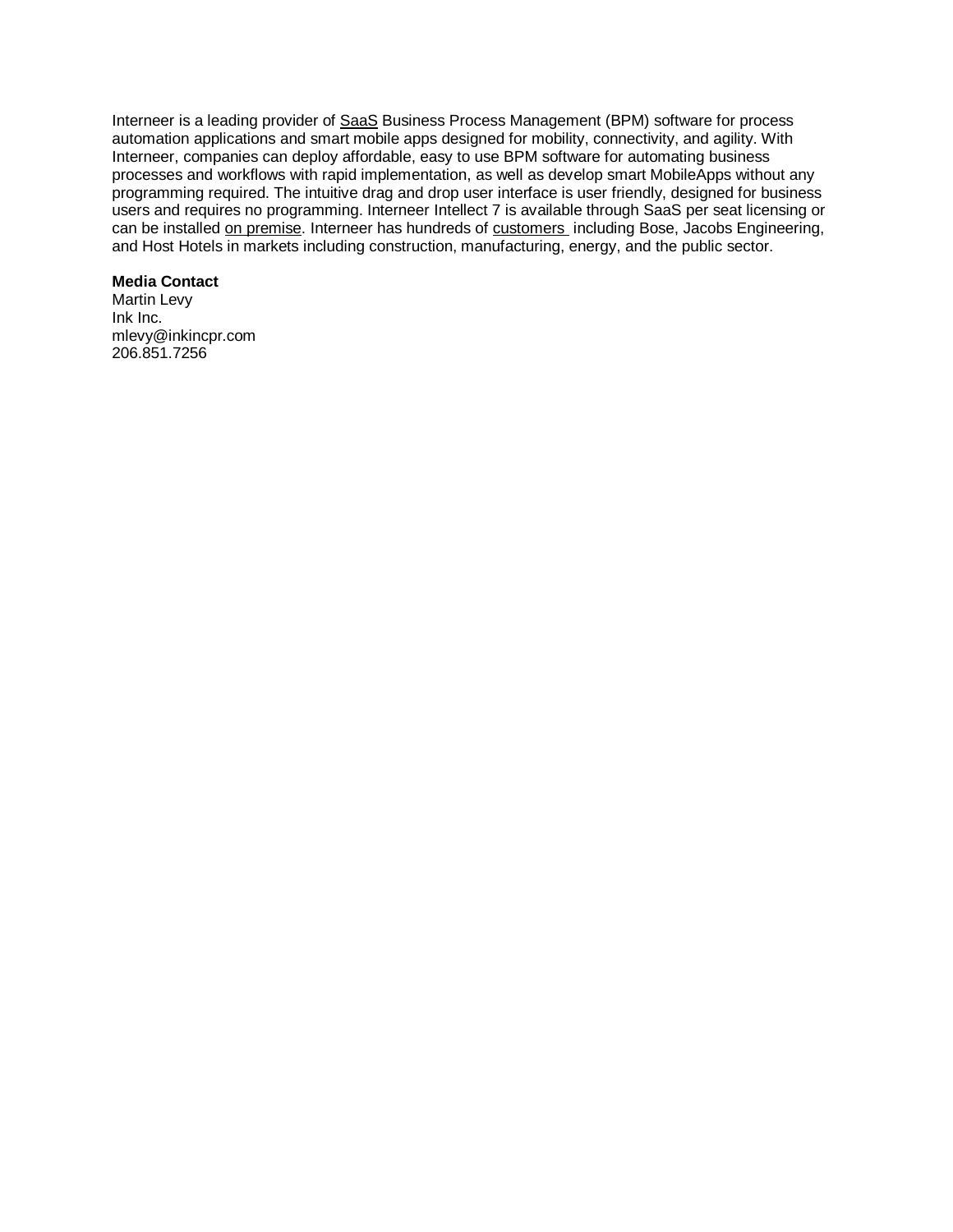Interneer is a leading provider of SaaS Business Process Management (BPM) software for process automation applications and smart mobile apps designed for mobility, connectivity, and agility. With Interneer, companies can deploy affordable, easy to use BPM software for automating business processes and workflows with rapid implementation, as well as develop smart MobileApps without any programming required. The intuitive drag and drop user interface is user friendly, designed for business users and requires no programming. Interneer Intellect 7 is available through SaaS per seat licensing or can be installed on premise. Interneer has hundreds of customers including Bose, Jacobs Engineering, and Host Hotels in markets including construction, manufacturing, energy, and the public sector.

**Media Contact**
Martin Levy
Ink Inc.
mlevy@inkincpr.com
206.851.7256